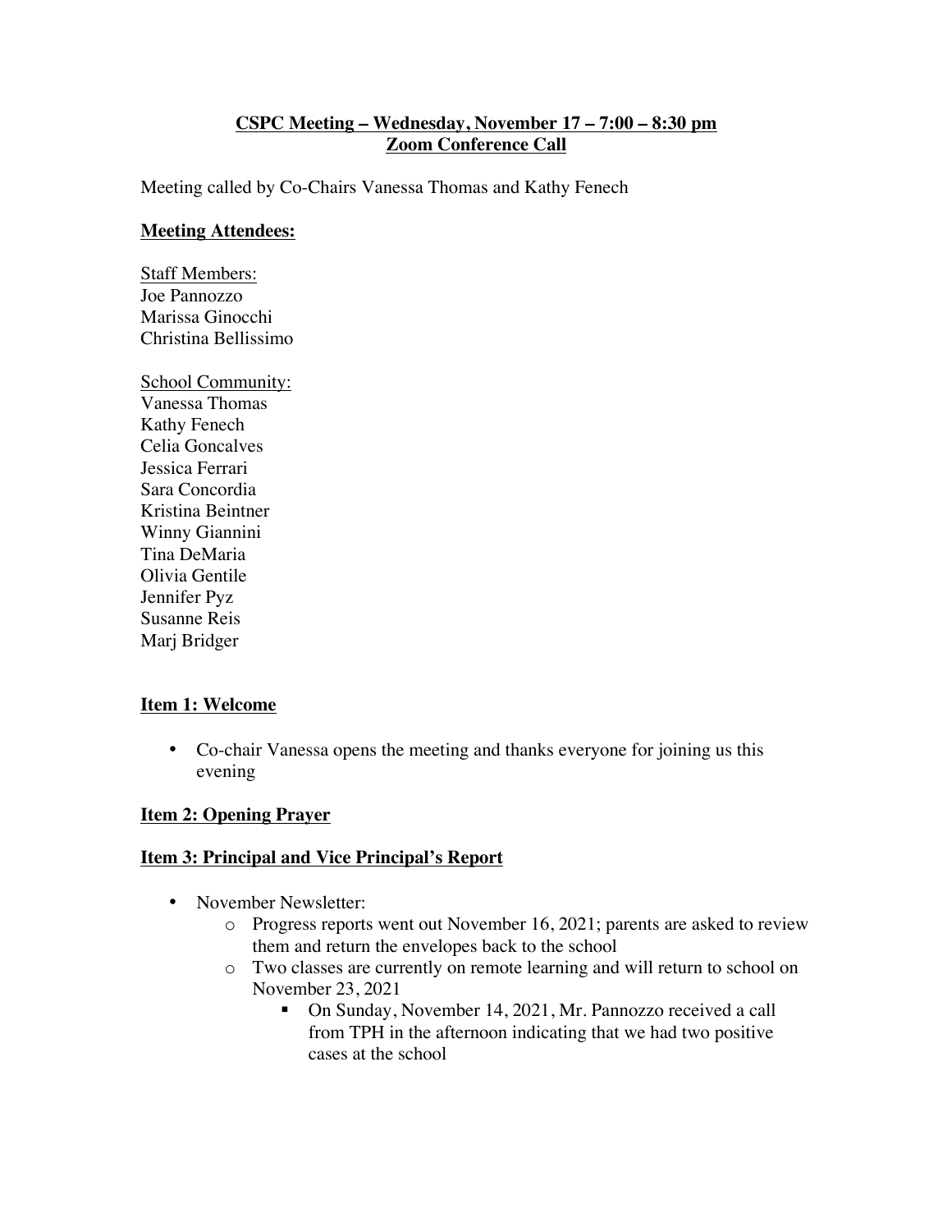# CSPC Meeting – Wednesday, November 17 – 7:00 – 8:30 pm
## Zoom Conference Call

Meeting called by Co-Chairs Vanessa Thomas and Kathy Fenech

### Meeting Attendees:

Staff Members:
Joe Pannozzo
Marissa Ginocchi
Christina Bellissimo

School Community:
Vanessa Thomas
Kathy Fenech
Celia Goncalves
Jessica Ferrari
Sara Concordia
Kristina Beintner
Winny Giannini
Tina DeMaria
Olivia Gentile
Jennifer Pyz
Susanne Reis
Marj Bridger

### Item 1: Welcome

- Co-chair Vanessa opens the meeting and thanks everyone for joining us this evening

### Item 2: Opening Prayer

### Item 3: Principal and Vice Principal's Report

- November Newsletter:
  - Progress reports went out November 16, 2021; parents are asked to review them and return the envelopes back to the school
  - Two classes are currently on remote learning and will return to school on November 23, 2021
    - On Sunday, November 14, 2021, Mr. Pannozzo received a call from TPH in the afternoon indicating that we had two positive cases at the school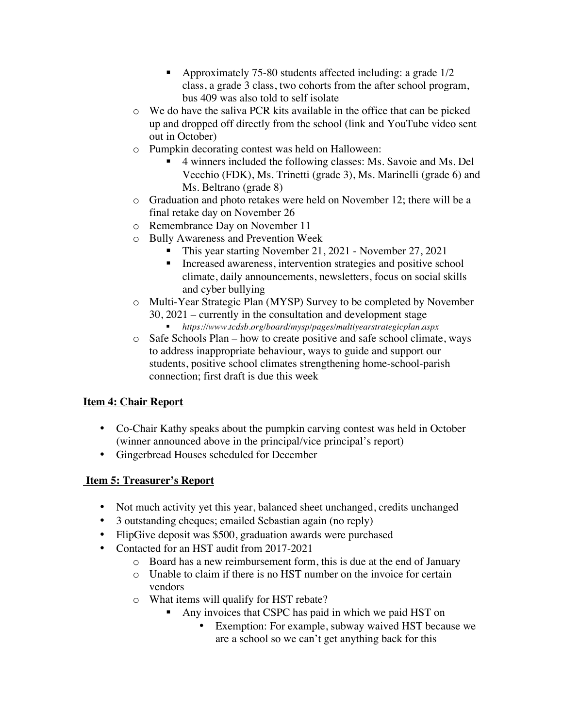- Approximately 75-80 students affected including: a grade 1/2 class, a grade 3 class, two cohorts from the after school program, bus 409 was also told to self isolate
  - We do have the saliva PCR kits available in the office that can be picked up and dropped off directly from the school (link and YouTube video sent out in October)
  - Pumpkin decorating contest was held on Halloween:
      - 4 winners included the following classes: Ms. Savoie and Ms. Del Vecchio (FDK), Ms. Trinetti (grade 3), Ms. Marinelli (grade 6) and Ms. Beltrano (grade 8)
  - Graduation and photo retakes were held on November 12; there will be a final retake day on November 26
  - Remembrance Day on November 11
  - Bully Awareness and Prevention Week
      - This year starting November 21, 2021 - November 27, 2021
      - Increased awareness, intervention strategies and positive school climate, daily announcements, newsletters, focus on social skills and cyber bullying
  - Multi-Year Strategic Plan (MYSP) Survey to be completed by November 30, 2021 – currently in the consultation and development stage
      - *https://www.tcdsb.org/board/mysp/pages/multiyearstrategicplan.aspx*
  - Safe Schools Plan – how to create positive and safe school climate, ways to address inappropriate behaviour, ways to guide and support our students, positive school climates strengthening home-school-parish connection; first draft is due this week

**Item 4: Chair Report**

- Co-Chair Kathy speaks about the pumpkin carving contest was held in October (winner announced above in the principal/vice principal's report)
- Gingerbread Houses scheduled for December

**Item 5: Treasurer's Report**

- Not much activity yet this year, balanced sheet unchanged, credits unchanged
- 3 outstanding cheques; emailed Sebastian again (no reply)
- FlipGive deposit was $500, graduation awards were purchased
- Contacted for an HST audit from 2017-2021
  - Board has a new reimbursement form, this is due at the end of January
  - Unable to claim if there is no HST number on the invoice for certain vendors
  - What items will qualify for HST rebate?
      - Any invoices that CSPC has paid in which we paid HST on
          - Exemption: For example, subway waived HST because we are a school so we can't get anything back for this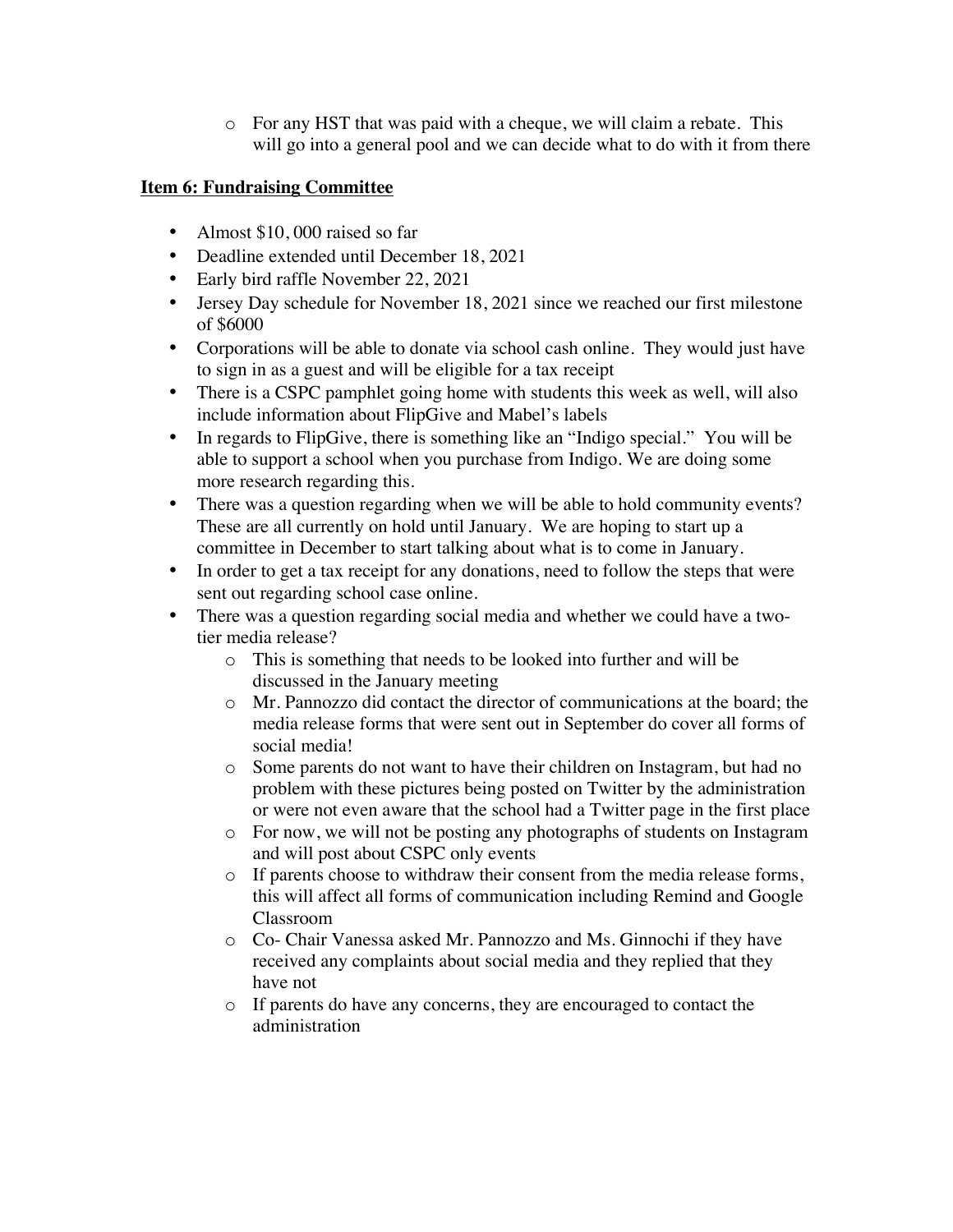- For any HST that was paid with a cheque, we will claim a rebate. This will go into a general pool and we can decide what to do with it from there

**Item 6: Fundraising Committee**

- Almost $10, 000 raised so far
- Deadline extended until December 18, 2021
- Early bird raffle November 22, 2021
- Jersey Day schedule for November 18, 2021 since we reached our first milestone of $6000
- Corporations will be able to donate via school cash online. They would just have to sign in as a guest and will be eligible for a tax receipt
- There is a CSPC pamphlet going home with students this week as well, will also include information about FlipGive and Mabel's labels
- In regards to FlipGive, there is something like an "Indigo special." You will be able to support a school when you purchase from Indigo. We are doing some more research regarding this.
- There was a question regarding when we will be able to hold community events? These are all currently on hold until January. We are hoping to start up a committee in December to start talking about what is to come in January.
- In order to get a tax receipt for any donations, need to follow the steps that were sent out regarding school case online.
- There was a question regarding social media and whether we could have a two-tier media release?
  - This is something that needs to be looked into further and will be discussed in the January meeting
  - Mr. Pannozzo did contact the director of communications at the board; the media release forms that were sent out in September do cover all forms of social media!
  - Some parents do not want to have their children on Instagram, but had no problem with these pictures being posted on Twitter by the administration or were not even aware that the school had a Twitter page in the first place
  - For now, we will not be posting any photographs of students on Instagram and will post about CSPC only events
  - If parents choose to withdraw their consent from the media release forms, this will affect all forms of communication including Remind and Google Classroom
  - Co- Chair Vanessa asked Mr. Pannozzo and Ms. Ginnochi if they have received any complaints about social media and they replied that they have not
  - If parents do have any concerns, they are encouraged to contact the administration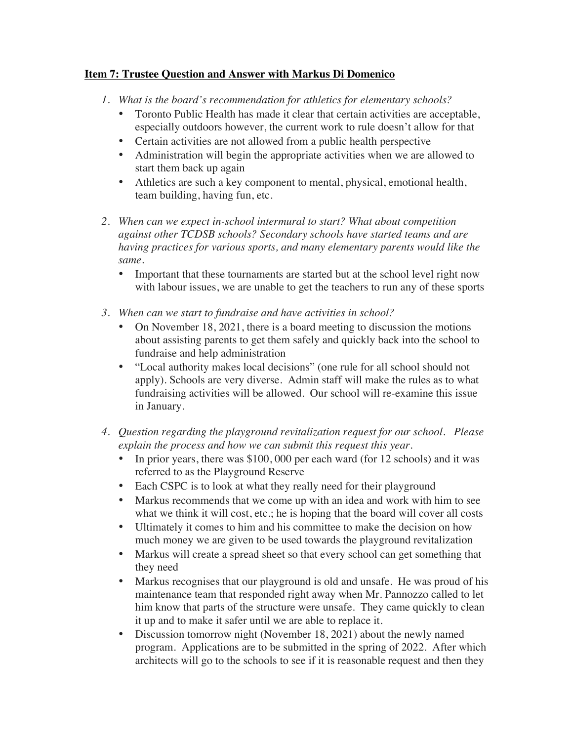**Item 7: Trustee Question and Answer with Markus Di Domenico**

1. *What is the board's recommendation for athletics for elementary schools?*
   - Toronto Public Health has made it clear that certain activities are acceptable, especially outdoors however, the current work to rule doesn't allow for that
   - Certain activities are not allowed from a public health perspective
   - Administration will begin the appropriate activities when we are allowed to start them back up again
   - Athletics are such a key component to mental, physical, emotional health, team building, having fun, etc.

2. *When can we expect in-school intermural to start? What about competition against other TCDSB schools? Secondary schools have started teams and are having practices for various sports, and many elementary parents would like the same.*
   - Important that these tournaments are started but at the school level right now with labour issues, we are unable to get the teachers to run any of these sports

3. *When can we start to fundraise and have activities in school?*
   - On November 18, 2021, there is a board meeting to discussion the motions about assisting parents to get them safely and quickly back into the school to fundraise and help administration
   - "Local authority makes local decisions" (one rule for all school should not apply). Schools are very diverse. Admin staff will make the rules as to what fundraising activities will be allowed. Our school will re-examine this issue in January.

4. *Question regarding the playground revitalization request for our school. Please explain the process and how we can submit this request this year.*
   - In prior years, there was $100, 000 per each ward (for 12 schools) and it was referred to as the Playground Reserve
   - Each CSPC is to look at what they really need for their playground
   - Markus recommends that we come up with an idea and work with him to see what we think it will cost, etc.; he is hoping that the board will cover all costs
   - Ultimately it comes to him and his committee to make the decision on how much money we are given to be used towards the playground revitalization
   - Markus will create a spread sheet so that every school can get something that they need
   - Markus recognises that our playground is old and unsafe. He was proud of his maintenance team that responded right away when Mr. Pannozzo called to let him know that parts of the structure were unsafe. They came quickly to clean it up and to make it safer until we are able to replace it.
   - Discussion tomorrow night (November 18, 2021) about the newly named program. Applications are to be submitted in the spring of 2022. After which architects will go to the schools to see if it is reasonable request and then they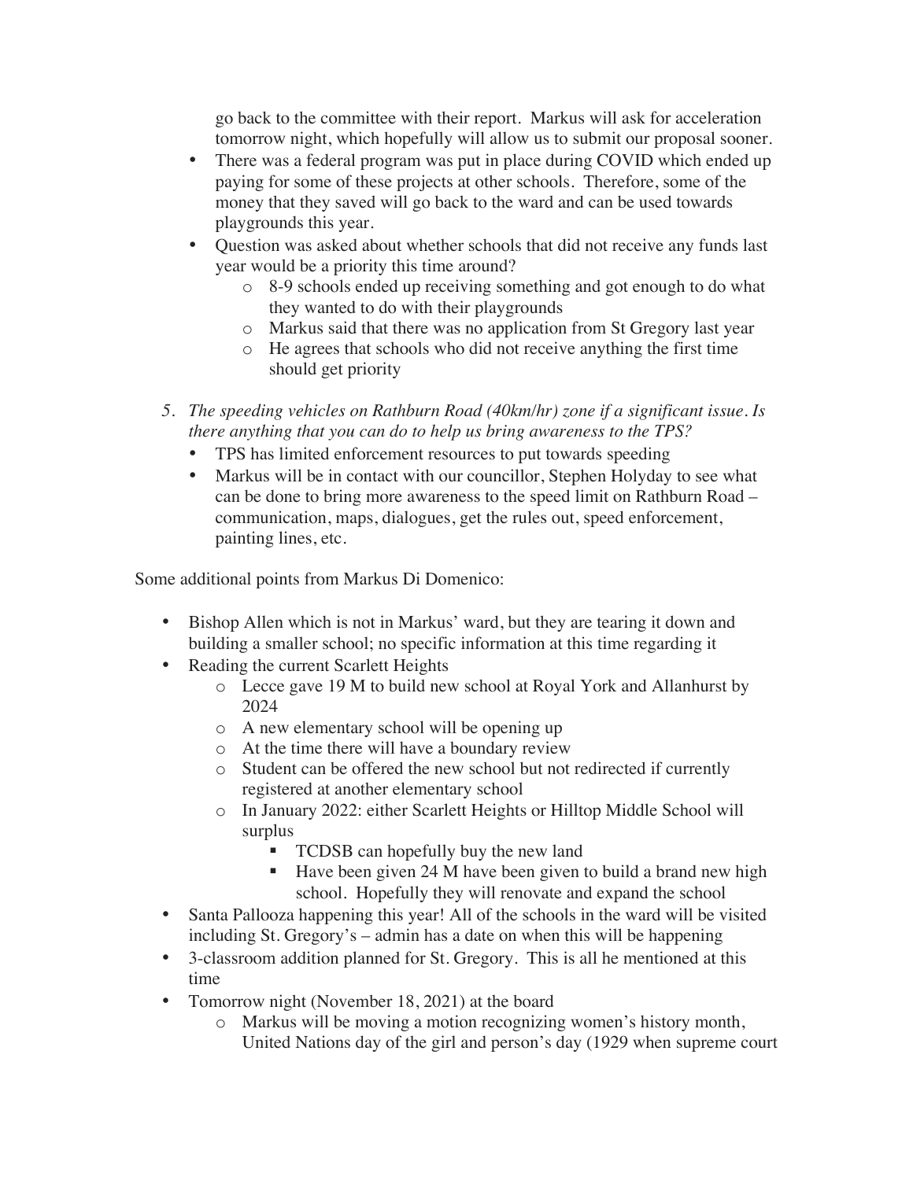go back to the committee with their report. Markus will ask for acceleration tomorrow night, which hopefully will allow us to submit our proposal sooner.

- There was a federal program was put in place during COVID which ended up paying for some of these projects at other schools. Therefore, some of the money that they saved will go back to the ward and can be used towards playgrounds this year.
- Question was asked about whether schools that did not receive any funds last year would be a priority this time around?
  - 8-9 schools ended up receiving something and got enough to do what they wanted to do with their playgrounds
  - Markus said that there was no application from St Gregory last year
  - He agrees that schools who did not receive anything the first time should get priority

5. *The speeding vehicles on Rathburn Road (40km/hr) zone if a significant issue. Is there anything that you can do to help us bring awareness to the TPS?*
   - TPS has limited enforcement resources to put towards speeding
   - Markus will be in contact with our councillor, Stephen Holyday to see what can be done to bring more awareness to the speed limit on Rathburn Road – communication, maps, dialogues, get the rules out, speed enforcement, painting lines, etc.

Some additional points from Markus Di Domenico:

- Bishop Allen which is not in Markus' ward, but they are tearing it down and building a smaller school; no specific information at this time regarding it
- Reading the current Scarlett Heights
  - Lecce gave 19 M to build new school at Royal York and Allanhurst by 2024
  - A new elementary school will be opening up
  - At the time there will have a boundary review
  - Student can be offered the new school but not redirected if currently registered at another elementary school
  - In January 2022: either Scarlett Heights or Hilltop Middle School will surplus
    - TCDSB can hopefully buy the new land
    - Have been given 24 M have been given to build a brand new high school. Hopefully they will renovate and expand the school
- Santa Pallooza happening this year! All of the schools in the ward will be visited including St. Gregory's – admin has a date on when this will be happening
- 3-classroom addition planned for St. Gregory. This is all he mentioned at this time
- Tomorrow night (November 18, 2021) at the board
  - Markus will be moving a motion recognizing women's history month, United Nations day of the girl and person's day (1929 when supreme court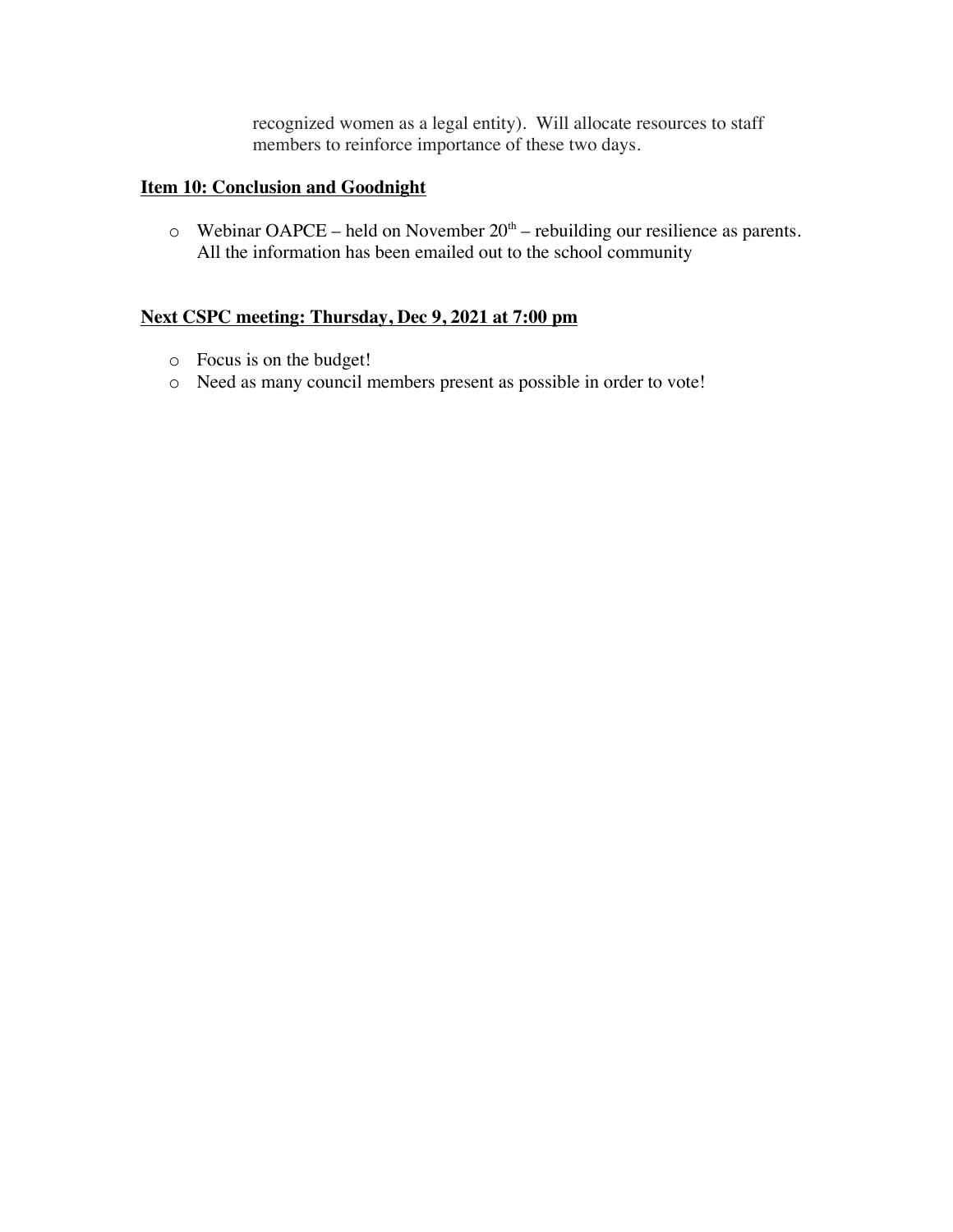recognized women as a legal entity). Will allocate resources to staff members to reinforce importance of these two days.

**Item 10: Conclusion and Goodnight**

- Webinar OAPCE – held on November 20th – rebuilding our resilience as parents. All the information has been emailed out to the school community

**Next CSPC meeting: Thursday, Dec 9, 2021 at 7:00 pm**

- Focus is on the budget!
- Need as many council members present as possible in order to vote!